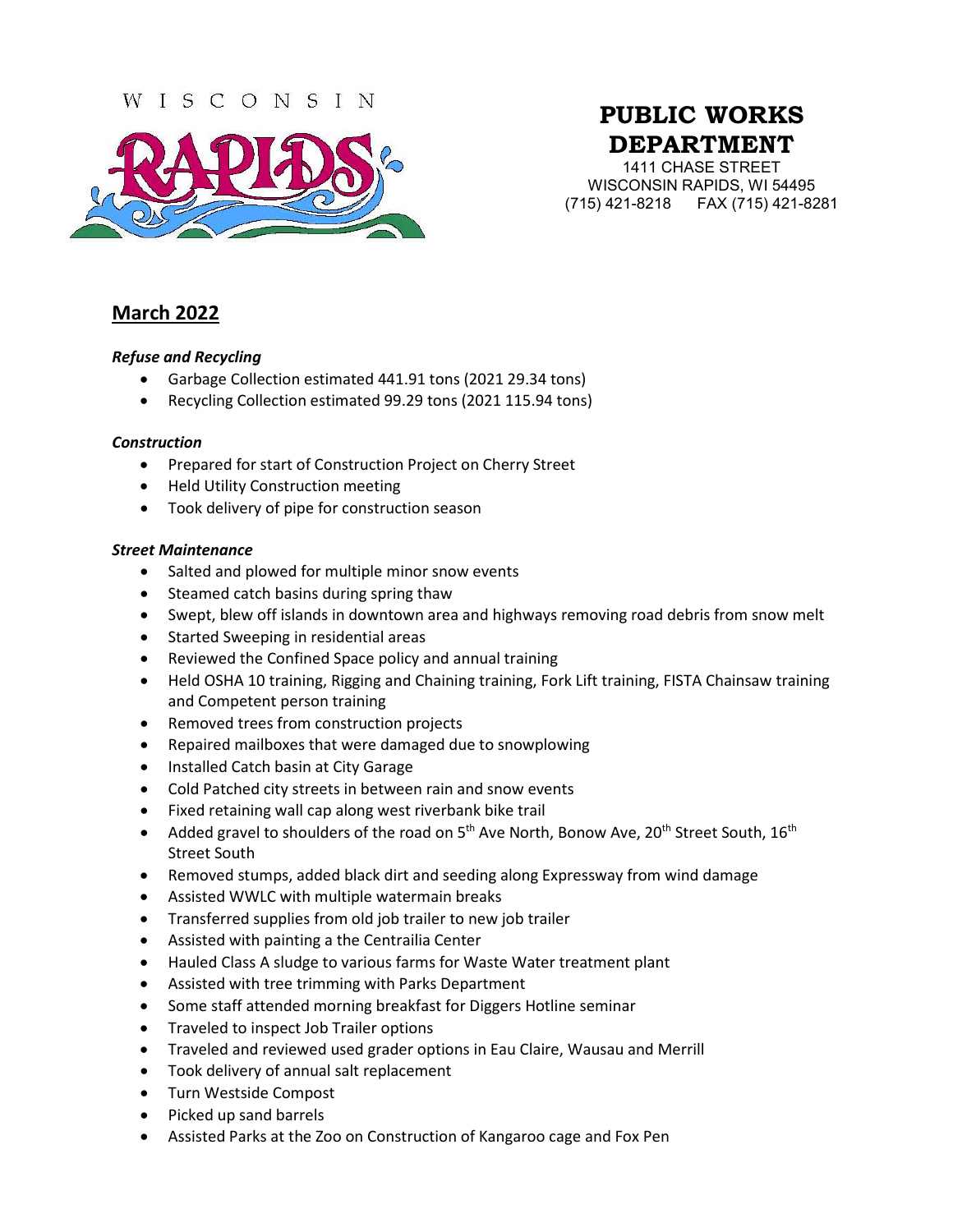WISCONSIN RAPIDS

# PUBLIC WORKS DEPARTMENT

1411 CHASE STREET
WISCONSIN RAPIDS, WI 54495
(715) 421-8218 FAX (715) 421-8281

## March 2022

***Refuse and Recycling***

- Garbage Collection estimated 441.91 tons (2021 29.34 tons)
- Recycling Collection estimated 99.29 tons (2021 115.94 tons)

***Construction***

- Prepared for start of Construction Project on Cherry Street
- Held Utility Construction meeting
- Took delivery of pipe for construction season

***Street Maintenance***

- Salted and plowed for multiple minor snow events
- Steamed catch basins during spring thaw
- Swept, blew off islands in downtown area and highways removing road debris from snow melt
- Started Sweeping in residential areas
- Reviewed the Confined Space policy and annual training
- Held OSHA 10 training, Rigging and Chaining training, Fork Lift training, FISTA Chainsaw training and Competent person training
- Removed trees from construction projects
- Repaired mailboxes that were damaged due to snowplowing
- Installed Catch basin at City Garage
- Cold Patched city streets in between rain and snow events
- Fixed retaining wall cap along west riverbank bike trail
- Added gravel to shoulders of the road on 5th Ave North, Bonow Ave, 20th Street South, 16th Street South
- Removed stumps, added black dirt and seeding along Expressway from wind damage
- Assisted WWLC with multiple watermain breaks
- Transferred supplies from old job trailer to new job trailer
- Assisted with painting a the Centrailia Center
- Hauled Class A sludge to various farms for Waste Water treatment plant
- Assisted with tree trimming with Parks Department
- Some staff attended morning breakfast for Diggers Hotline seminar
- Traveled to inspect Job Trailer options
- Traveled and reviewed used grader options in Eau Claire, Wausau and Merrill
- Took delivery of annual salt replacement
- Turn Westside Compost
- Picked up sand barrels
- Assisted Parks at the Zoo on Construction of Kangaroo cage and Fox Pen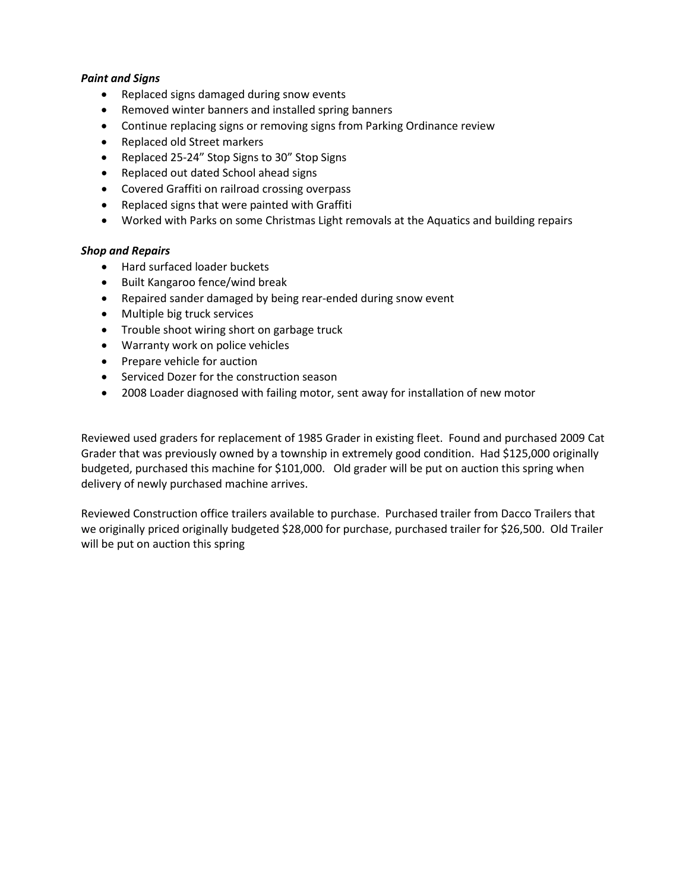***Paint and Signs***

- Replaced signs damaged during snow events
- Removed winter banners and installed spring banners
- Continue replacing signs or removing signs from Parking Ordinance review
- Replaced old Street markers
- Replaced 25-24" Stop Signs to 30" Stop Signs
- Replaced out dated School ahead signs
- Covered Graffiti on railroad crossing overpass
- Replaced signs that were painted with Graffiti
- Worked with Parks on some Christmas Light removals at the Aquatics and building repairs

***Shop and Repairs***

- Hard surfaced loader buckets
- Built Kangaroo fence/wind break
- Repaired sander damaged by being rear-ended during snow event
- Multiple big truck services
- Trouble shoot wiring short on garbage truck
- Warranty work on police vehicles
- Prepare vehicle for auction
- Serviced Dozer for the construction season
- 2008 Loader diagnosed with failing motor, sent away for installation of new motor

Reviewed used graders for replacement of 1985 Grader in existing fleet. Found and purchased 2009 Cat Grader that was previously owned by a township in extremely good condition. Had $125,000 originally budgeted, purchased this machine for $101,000. Old grader will be put on auction this spring when delivery of newly purchased machine arrives.

Reviewed Construction office trailers available to purchase. Purchased trailer from Dacco Trailers that we originally priced originally budgeted $28,000 for purchase, purchased trailer for $26,500. Old Trailer will be put on auction this spring